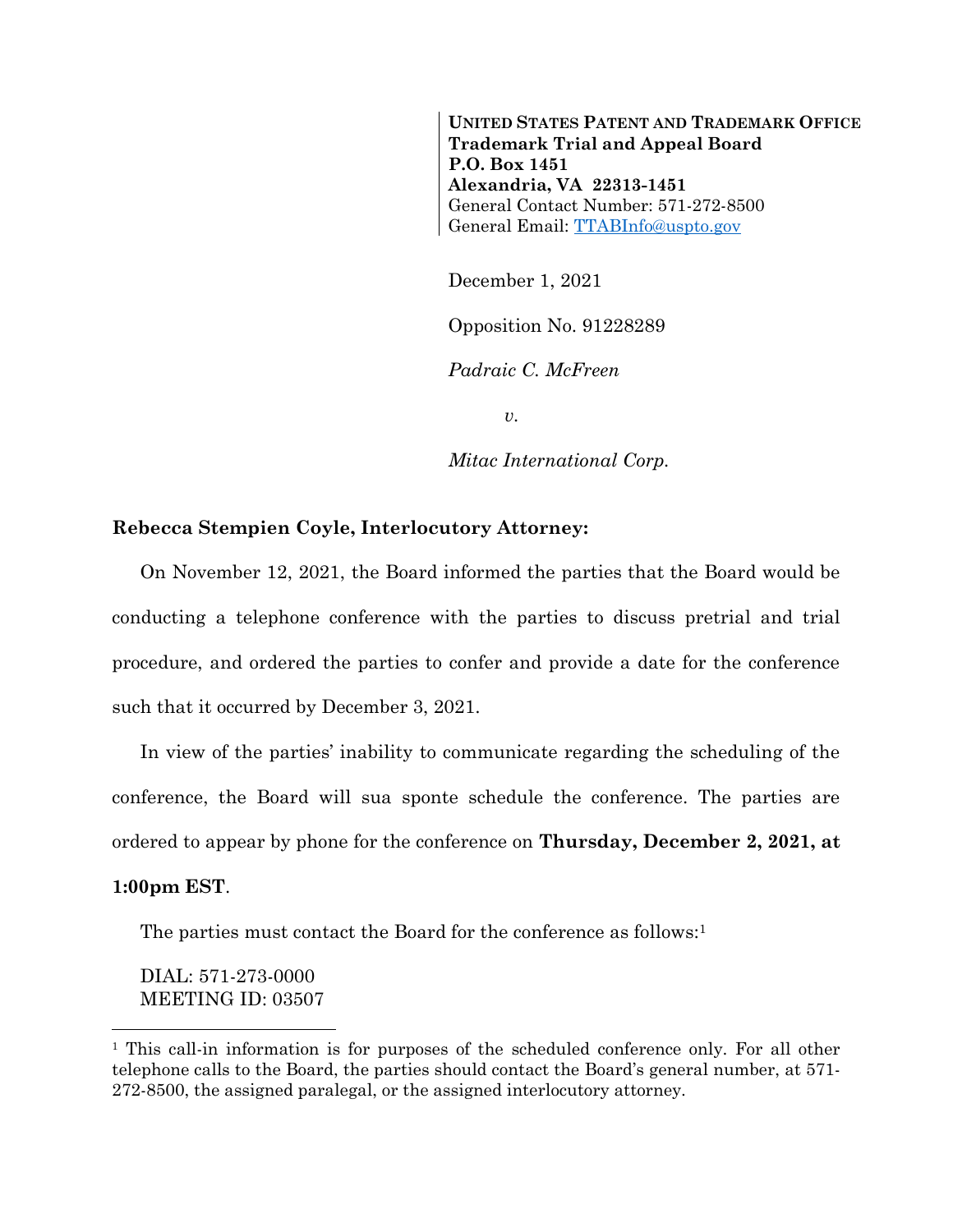**UNITED STATES PATENT AND TRADEMARK OFFICE**
**Trademark Trial and Appeal Board**
**P.O. Box 1451**
**Alexandria, VA 22313-1451**
General Contact Number: 571-272-8500
General Email: TTABInfo@uspto.gov

December 1, 2021

Opposition No. 91228289

*Padraic C. McFreen*

*v.*

*Mitac International Corp.*

**Rebecca Stempien Coyle, Interlocutory Attorney:**

On November 12, 2021, the Board informed the parties that the Board would be conducting a telephone conference with the parties to discuss pretrial and trial procedure, and ordered the parties to confer and provide a date for the conference such that it occurred by December 3, 2021.

In view of the parties' inability to communicate regarding the scheduling of the conference, the Board will sua sponte schedule the conference. The parties are ordered to appear by phone for the conference on **Thursday, December 2, 2021, at 1:00pm EST**.

The parties must contact the Board for the conference as follows:[1]

DIAL: 571-273-0000
MEETING ID: 03507

---

[1] This call-in information is for purposes of the scheduled conference only. For all other telephone calls to the Board, the parties should contact the Board's general number, at 571-272-8500, the assigned paralegal, or the assigned interlocutory attorney.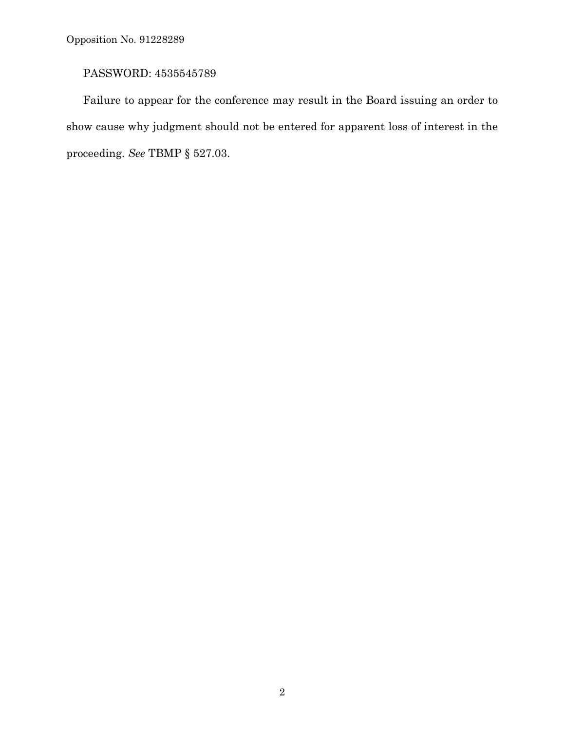PASSWORD: 4535545789

Failure to appear for the conference may result in the Board issuing an order to show cause why judgment should not be entered for apparent loss of interest in the proceeding. *See* TBMP § 527.03.